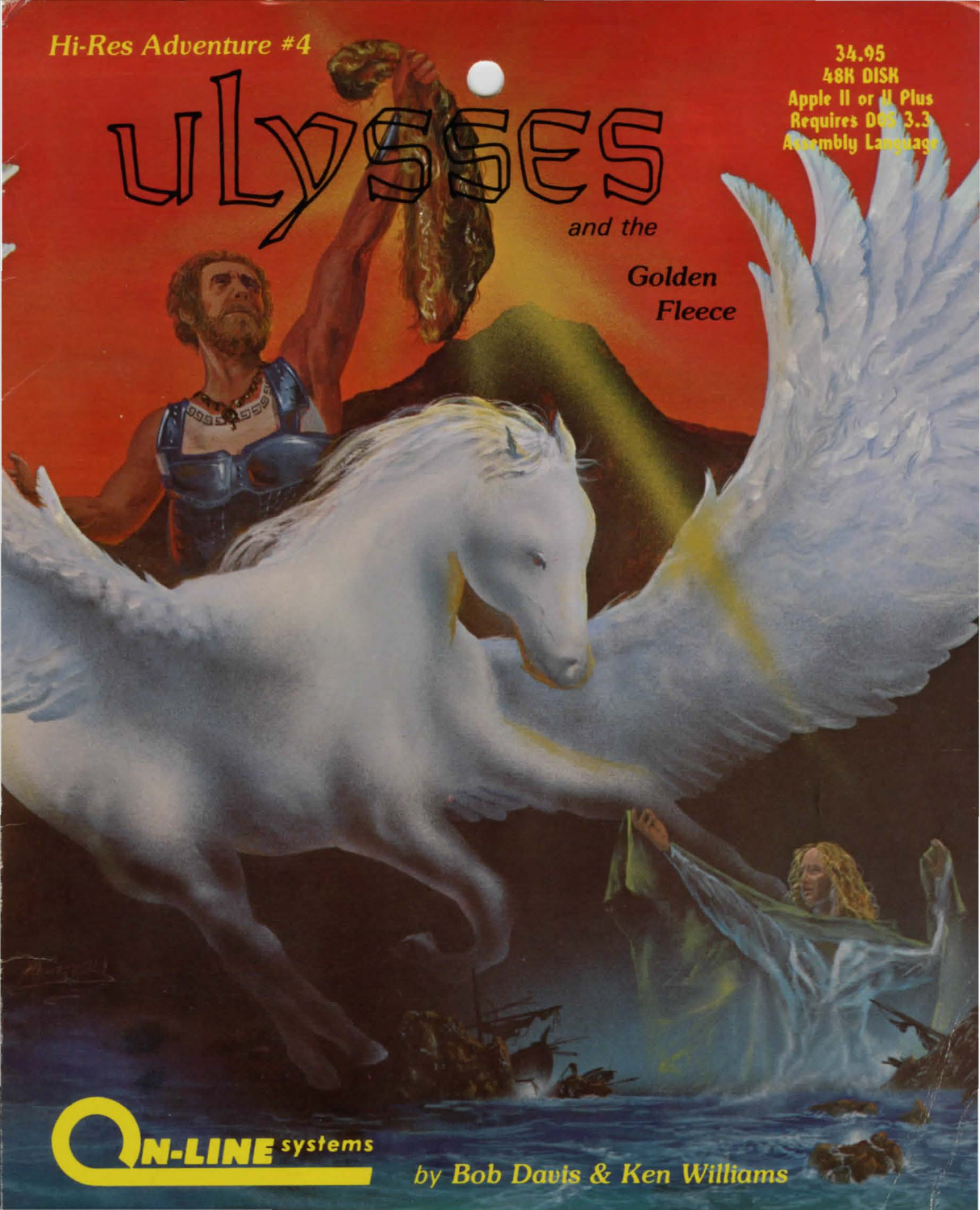*Hi-Res Adventure #4*

# ULYSSES

*and the*

***Golden Fleece***

34.95
48K DISK
Apple II or II Plus
Requires DOS 3.3
Assembly Language

**ON-LINE** systems

***by Bob Davis & Ken Williams***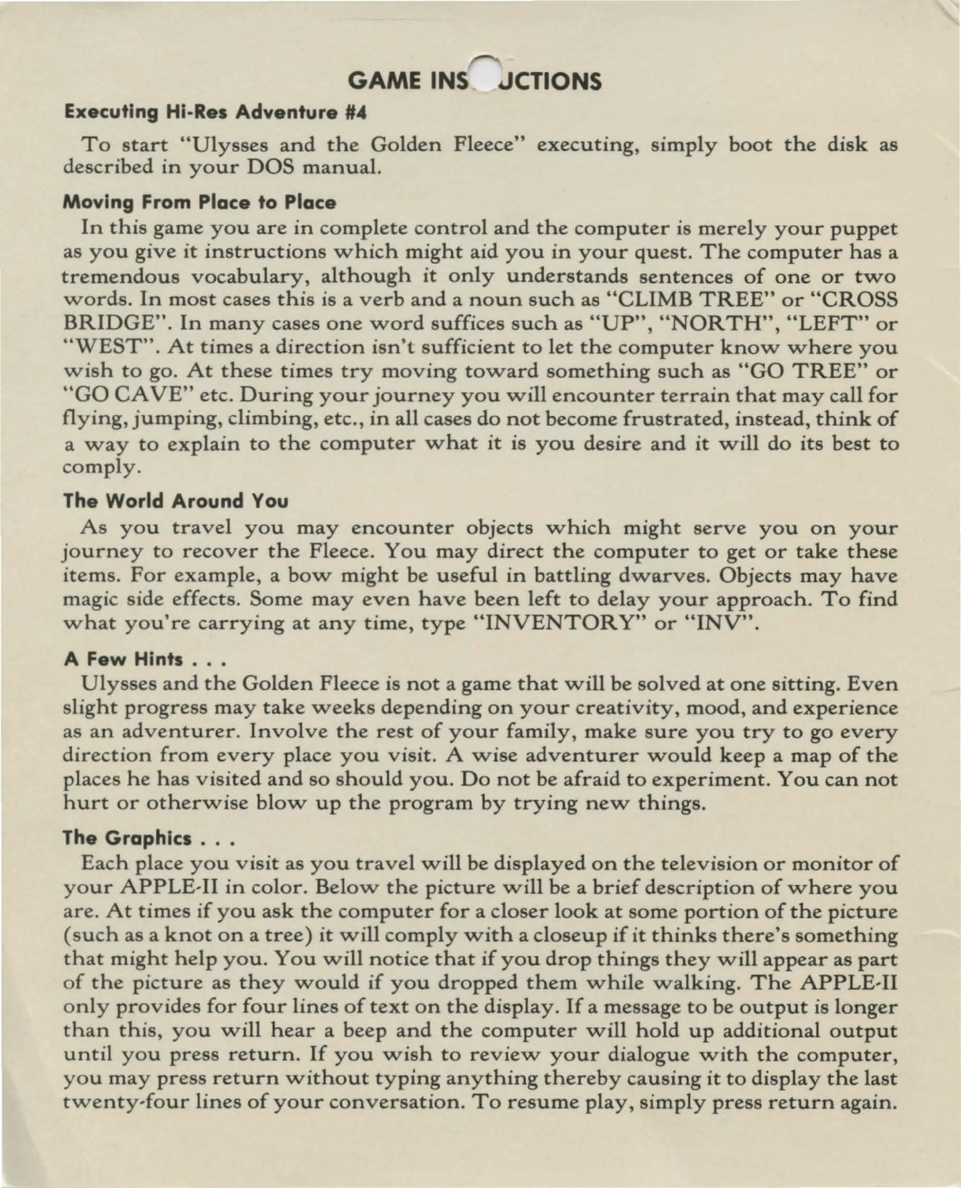# GAME INS  JCTIONS

### Executing Hi-Res Adventure #4

To start "Ulysses and the Golden Fleece" executing, simply boot the disk as described in your DOS manual.

### Moving From Place to Place

In this game you are in complete control and the computer is merely your puppet as you give it instructions which might aid you in your quest. The computer has a tremendous vocabulary, although it only understands sentences of one or two words. In most cases this is a verb and a noun such as "CLIMB TREE" or "CROSS BRIDGE". In many cases one word suffices such as "UP", "NORTH", "LEFT" or "WEST". At times a direction isn't sufficient to let the computer know where you wish to go. At these times try moving toward something such as "GO TREE" or "GO CAVE" etc. During your journey you will encounter terrain that may call for flying, jumping, climbing, etc., in all cases do not become frustrated, instead, think of a way to explain to the computer what it is you desire and it will do its best to comply.

### The World Around You

As you travel you may encounter objects which might serve you on your journey to recover the Fleece. You may direct the computer to get or take these items. For example, a bow might be useful in battling dwarves. Objects may have magic side effects. Some may even have been left to delay your approach. To find what you're carrying at any time, type "INVENTORY" or "INV".

### A Few Hints . . .

Ulysses and the Golden Fleece is not a game that will be solved at one sitting. Even slight progress may take weeks depending on your creativity, mood, and experience as an adventurer. Involve the rest of your family, make sure you try to go every direction from every place you visit. A wise adventurer would keep a map of the places he has visited and so should you. Do not be afraid to experiment. You can not hurt or otherwise blow up the program by trying new things.

### The Graphics . . .

Each place you visit as you travel will be displayed on the television or monitor of your APPLE-II in color. Below the picture will be a brief description of where you are. At times if you ask the computer for a closer look at some portion of the picture (such as a knot on a tree) it will comply with a closeup if it thinks there's something that might help you. You will notice that if you drop things they will appear as part of the picture as they would if you dropped them while walking. The APPLE-II only provides for four lines of text on the display. If a message to be output is longer than this, you will hear a beep and the computer will hold up additional output until you press return. If you wish to review your dialogue with the computer, you may press return without typing anything thereby causing it to display the last twenty-four lines of your conversation. To resume play, simply press return again.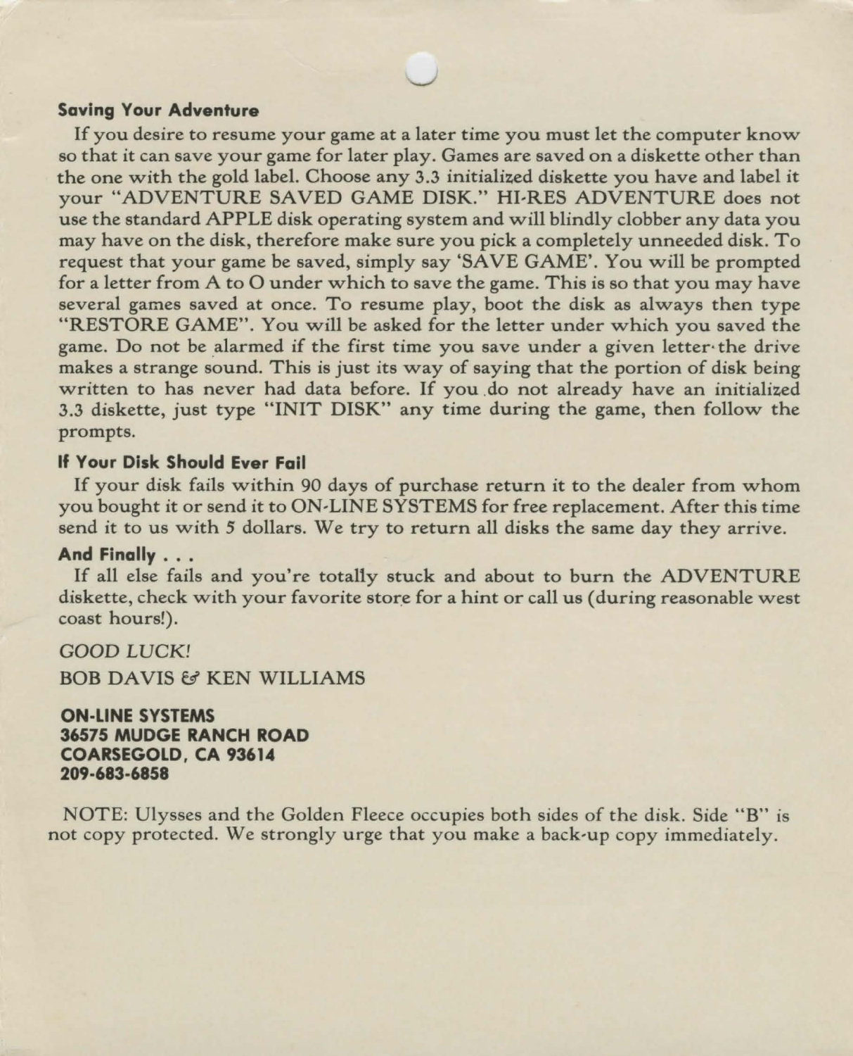### Saving Your Adventure

If you desire to resume your game at a later time you must let the computer know so that it can save your game for later play. Games are saved on a diskette other than the one with the gold label. Choose any 3.3 initialized diskette you have and label it your "ADVENTURE SAVED GAME DISK." HI-RES ADVENTURE does not use the standard APPLE disk operating system and will blindly clobber any data you may have on the disk, therefore make sure you pick a completely unneeded disk. To request that your game be saved, simply say 'SAVE GAME'. You will be prompted for a letter from A to O under which to save the game. This is so that you may have several games saved at once. To resume play, boot the disk as always then type "RESTORE GAME". You will be asked for the letter under which you saved the game. Do not be alarmed if the first time you save under a given letter the drive makes a strange sound. This is just its way of saying that the portion of disk being written to has never had data before. If you do not already have an initialized 3.3 diskette, just type "INIT DISK" any time during the game, then follow the prompts.

### If Your Disk Should Ever Fail

If your disk fails within 90 days of purchase return it to the dealer from whom you bought it or send it to ON-LINE SYSTEMS for free replacement. After this time send it to us with 5 dollars. We try to return all disks the same day they arrive.

### And Finally . . .

If all else fails and you're totally stuck and about to burn the ADVENTURE diskette, check with your favorite store for a hint or call us (during reasonable west coast hours!).

*GOOD LUCK!*

BOB DAVIS & KEN WILLIAMS

**ON-LINE SYSTEMS**
**36575 MUDGE RANCH ROAD**
**COARSEGOLD, CA 93614**
**209-683-6858**

NOTE: Ulysses and the Golden Fleece occupies both sides of the disk. Side "B" is not copy protected. We strongly urge that you make a back-up copy immediately.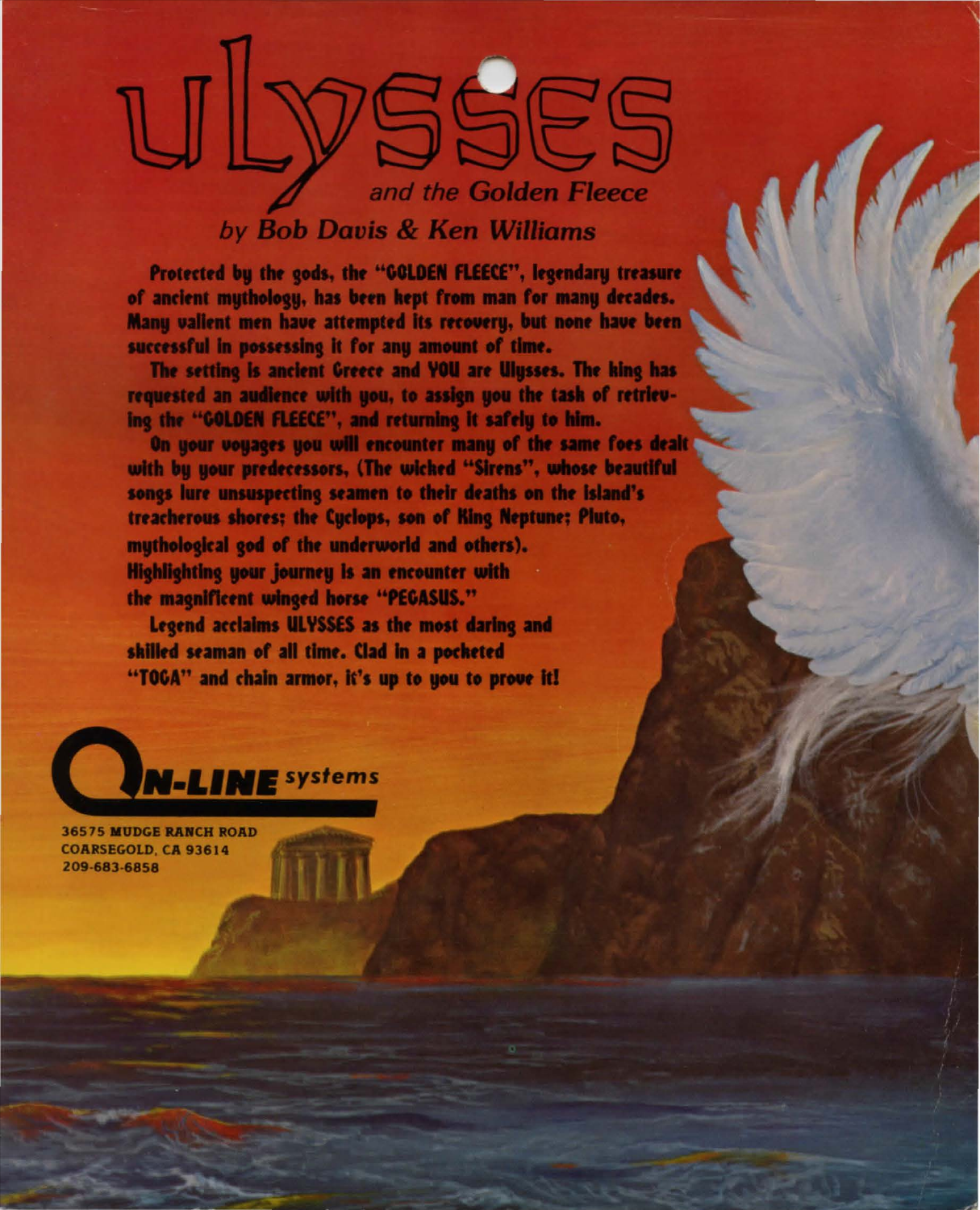# ulysses

## and the Golden Fleece

### by Bob Davis & Ken Williams

**Protected by the gods, the "GOLDEN FLEECE", legendary treasure of ancient mythology, has been kept from man for many decades. Many valient men have attempted its recovery, but none have been successful in possessing it for any amount of time.**

**The setting is ancient Greece and YOU are Ulysses. The king has requested an audience with you, to assign you the task of retrieving the "GOLDEN FLEECE", and returning it safely to him.**

**On your voyages you will encounter many of the same foes dealt with by your predecessors, (The wicked "Sirens", whose beautiful songs lure unsuspecting seamen to their deaths on the island's treacherous shores; the Cyclops, son of King Neptune; Pluto, mythological god of the underworld and others). Highlighting your journey is an encounter with the magnificent winged horse "PEGASUS."**

**Legend acclaims ULYSSES as the most daring and skilled seaman of all time. Clad in a pocketed "TOGA" and chain armor, it's up to you to prove it!**

**ON-LINE** *systems*

36575 MUDGE RANCH ROAD
COARSEGOLD, CA 93614
209-683-6858